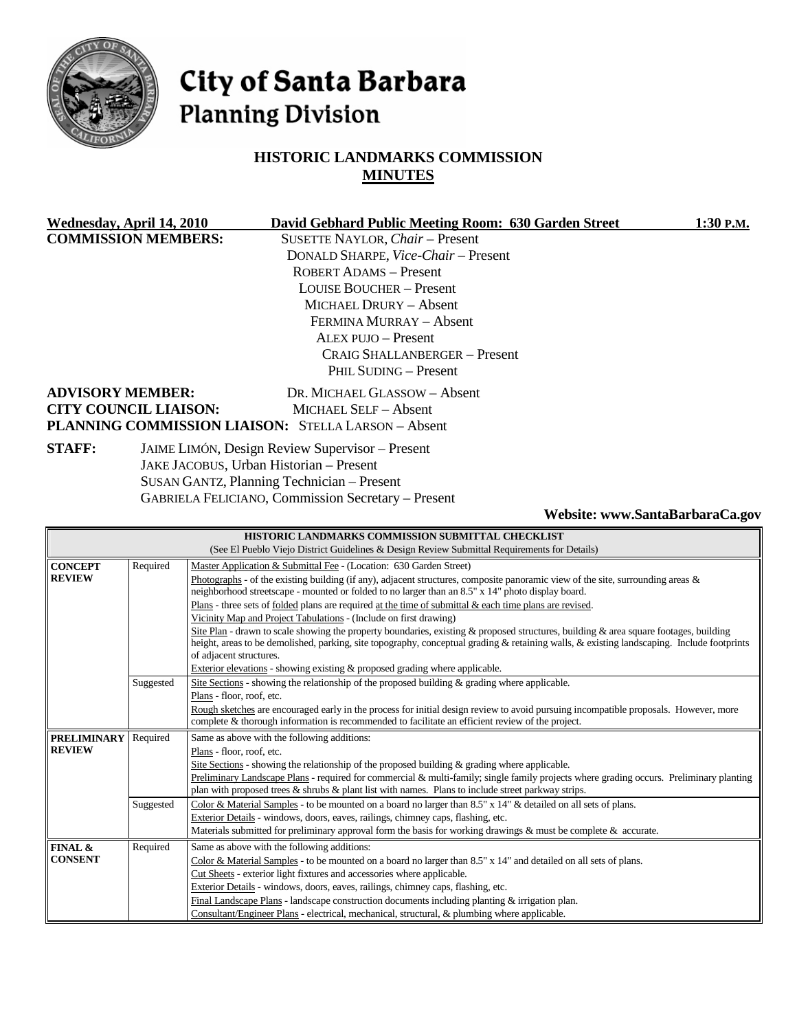# City of Santa Barbara
## Planning Division

## HISTORIC LANDMARKS COMMISSION
## MINUTES

**Wednesday, April 14, 2010** **David Gebhard Public Meeting Room: 630 Garden Street** **1:30 P.M.**

**COMMISSION MEMBERS:**
SUSETTE NAYLOR, *Chair* – Present
DONALD SHARPE, *Vice-Chair* – Present
ROBERT ADAMS – Present
LOUISE BOUCHER – Present
MICHAEL DRURY – Absent
FERMINA MURRAY – Absent
ALEX PUJO – Present
CRAIG SHALLANBERGER – Present
PHIL SUDING – Present

**ADVISORY MEMBER:** DR. MICHAEL GLASSOW – Absent
**CITY COUNCIL LIAISON:** MICHAEL SELF – Absent
**PLANNING COMMISSION LIAISON:** STELLA LARSON – Absent

**STAFF:**
JAIME LIMÓN, Design Review Supervisor – Present
JAKE JACOBUS, Urban Historian – Present
SUSAN GANTZ, Planning Technician – Present
GABRIELA FELICIANO, Commission Secretary – Present

**Website: www.SantaBarbaraCa.gov**

| HISTORIC LANDMARKS COMMISSION SUBMITTAL CHECKLIST (See El Pueblo Viejo District Guidelines & Design Review Submittal Requirements for Details) | | |
|---|---|---|
| **CONCEPT REVIEW** | Required | Master Application & Submittal Fee - (Location: 630 Garden Street)<br>Photographs - of the existing building (if any), adjacent structures, composite panoramic view of the site, surrounding areas & neighborhood streetscape - mounted or folded to no larger than an 8.5" x 14" photo display board.<br>Plans - three sets of folded plans are required at the time of submittal & each time plans are revised.<br>Vicinity Map and Project Tabulations - (Include on first drawing)<br>Site Plan - drawn to scale showing the property boundaries, existing & proposed structures, building & area square footages, building height, areas to be demolished, parking, site topography, conceptual grading & retaining walls, & existing landscaping. Include footprints of adjacent structures.<br>Exterior elevations - showing existing & proposed grading where applicable. |
| | Suggested | Site Sections - showing the relationship of the proposed building & grading where applicable.<br>Plans - floor, roof, etc.<br>Rough sketches are encouraged early in the process for initial design review to avoid pursuing incompatible proposals. However, more complete & thorough information is recommended to facilitate an efficient review of the project. |
| **PRELIMINARY REVIEW** | Required | Same as above with the following additions:<br>Plans - floor, roof, etc.<br>Site Sections - showing the relationship of the proposed building & grading where applicable.<br>Preliminary Landscape Plans - required for commercial & multi-family; single family projects where grading occurs. Preliminary planting plan with proposed trees & shrubs & plant list with names. Plans to include street parkway strips. |
| | Suggested | Color & Material Samples - to be mounted on a board no larger than 8.5" x 14" & detailed on all sets of plans.<br>Exterior Details - windows, doors, eaves, railings, chimney caps, flashing, etc.<br>Materials submitted for preliminary approval form the basis for working drawings & must be complete & accurate. |
| **FINAL & CONSENT** | Required | Same as above with the following additions:<br>Color & Material Samples - to be mounted on a board no larger than 8.5" x 14" and detailed on all sets of plans.<br>Cut Sheets - exterior light fixtures and accessories where applicable.<br>Exterior Details - windows, doors, eaves, railings, chimney caps, flashing, etc.<br>Final Landscape Plans - landscape construction documents including planting & irrigation plan.<br>Consultant/Engineer Plans - electrical, mechanical, structural, & plumbing where applicable. |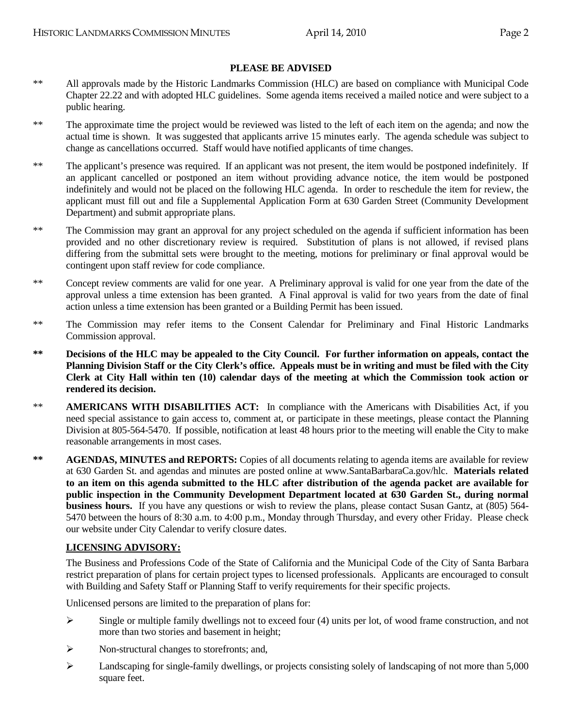**PLEASE BE ADVISED**

\*\* All approvals made by the Historic Landmarks Commission (HLC) are based on compliance with Municipal Code Chapter 22.22 and with adopted HLC guidelines. Some agenda items received a mailed notice and were subject to a public hearing.

\*\* The approximate time the project would be reviewed was listed to the left of each item on the agenda; and now the actual time is shown. It was suggested that applicants arrive 15 minutes early. The agenda schedule was subject to change as cancellations occurred. Staff would have notified applicants of time changes.

\*\* The applicant's presence was required. If an applicant was not present, the item would be postponed indefinitely. If an applicant cancelled or postponed an item without providing advance notice, the item would be postponed indefinitely and would not be placed on the following HLC agenda. In order to reschedule the item for review, the applicant must fill out and file a Supplemental Application Form at 630 Garden Street (Community Development Department) and submit appropriate plans.

\*\* The Commission may grant an approval for any project scheduled on the agenda if sufficient information has been provided and no other discretionary review is required. Substitution of plans is not allowed, if revised plans differing from the submittal sets were brought to the meeting, motions for preliminary or final approval would be contingent upon staff review for code compliance.

\*\* Concept review comments are valid for one year. A Preliminary approval is valid for one year from the date of the approval unless a time extension has been granted. A Final approval is valid for two years from the date of final action unless a time extension has been granted or a Building Permit has been issued.

\*\* The Commission may refer items to the Consent Calendar for Preliminary and Final Historic Landmarks Commission approval.

**\*\* Decisions of the HLC may be appealed to the City Council. For further information on appeals, contact the Planning Division Staff or the City Clerk's office. Appeals must be in writing and must be filed with the City Clerk at City Hall within ten (10) calendar days of the meeting at which the Commission took action or rendered its decision.**

\*\* **AMERICANS WITH DISABILITIES ACT:** In compliance with the Americans with Disabilities Act, if you need special assistance to gain access to, comment at, or participate in these meetings, please contact the Planning Division at 805-564-5470. If possible, notification at least 48 hours prior to the meeting will enable the City to make reasonable arrangements in most cases.

**\*\*** **AGENDAS, MINUTES and REPORTS:** Copies of all documents relating to agenda items are available for review at 630 Garden St. and agendas and minutes are posted online at www.SantaBarbaraCa.gov/hlc. **Materials related to an item on this agenda submitted to the HLC after distribution of the agenda packet are available for public inspection in the Community Development Department located at 630 Garden St., during normal business hours.** If you have any questions or wish to review the plans, please contact Susan Gantz, at (805) 564-5470 between the hours of 8:30 a.m. to 4:00 p.m., Monday through Thursday, and every other Friday. Please check our website under City Calendar to verify closure dates.

**LICENSING ADVISORY:**

The Business and Professions Code of the State of California and the Municipal Code of the City of Santa Barbara restrict preparation of plans for certain project types to licensed professionals. Applicants are encouraged to consult with Building and Safety Staff or Planning Staff to verify requirements for their specific projects.

Unlicensed persons are limited to the preparation of plans for:

- Single or multiple family dwellings not to exceed four (4) units per lot, of wood frame construction, and not more than two stories and basement in height;
- Non-structural changes to storefronts; and,
- Landscaping for single-family dwellings, or projects consisting solely of landscaping of not more than 5,000 square feet.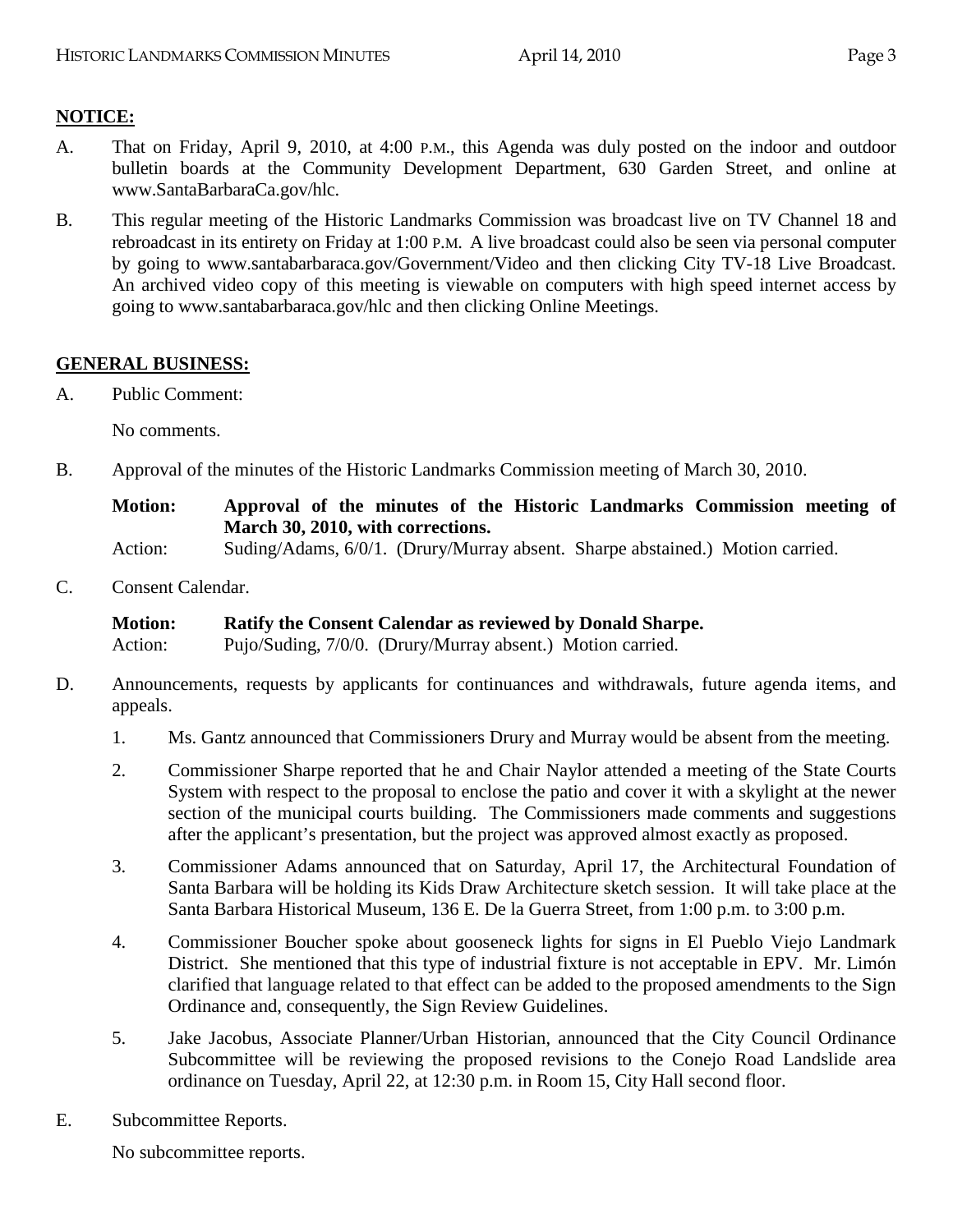## NOTICE:

A. That on Friday, April 9, 2010, at 4:00 P.M., this Agenda was duly posted on the indoor and outdoor bulletin boards at the Community Development Department, 630 Garden Street, and online at www.SantaBarbaraCa.gov/hlc.

B. This regular meeting of the Historic Landmarks Commission was broadcast live on TV Channel 18 and rebroadcast in its entirety on Friday at 1:00 P.M. A live broadcast could also be seen via personal computer by going to www.santabarbaraca.gov/Government/Video and then clicking City TV-18 Live Broadcast. An archived video copy of this meeting is viewable on computers with high speed internet access by going to www.santabarbaraca.gov/hlc and then clicking Online Meetings.

## GENERAL BUSINESS:

A. Public Comment:

No comments.

B. Approval of the minutes of the Historic Landmarks Commission meeting of March 30, 2010.

**Motion: Approval of the minutes of the Historic Landmarks Commission meeting of March 30, 2010, with corrections.**
Action: Suding/Adams, 6/0/1. (Drury/Murray absent. Sharpe abstained.) Motion carried.

C. Consent Calendar.

**Motion: Ratify the Consent Calendar as reviewed by Donald Sharpe.**
Action: Pujo/Suding, 7/0/0. (Drury/Murray absent.) Motion carried.

D. Announcements, requests by applicants for continuances and withdrawals, future agenda items, and appeals.

1. Ms. Gantz announced that Commissioners Drury and Murray would be absent from the meeting.

2. Commissioner Sharpe reported that he and Chair Naylor attended a meeting of the State Courts System with respect to the proposal to enclose the patio and cover it with a skylight at the newer section of the municipal courts building. The Commissioners made comments and suggestions after the applicant's presentation, but the project was approved almost exactly as proposed.

3. Commissioner Adams announced that on Saturday, April 17, the Architectural Foundation of Santa Barbara will be holding its Kids Draw Architecture sketch session. It will take place at the Santa Barbara Historical Museum, 136 E. De la Guerra Street, from 1:00 p.m. to 3:00 p.m.

4. Commissioner Boucher spoke about gooseneck lights for signs in El Pueblo Viejo Landmark District. She mentioned that this type of industrial fixture is not acceptable in EPV. Mr. Limón clarified that language related to that effect can be added to the proposed amendments to the Sign Ordinance and, consequently, the Sign Review Guidelines.

5. Jake Jacobus, Associate Planner/Urban Historian, announced that the City Council Ordinance Subcommittee will be reviewing the proposed revisions to the Conejo Road Landslide area ordinance on Tuesday, April 22, at 12:30 p.m. in Room 15, City Hall second floor.

E. Subcommittee Reports.

No subcommittee reports.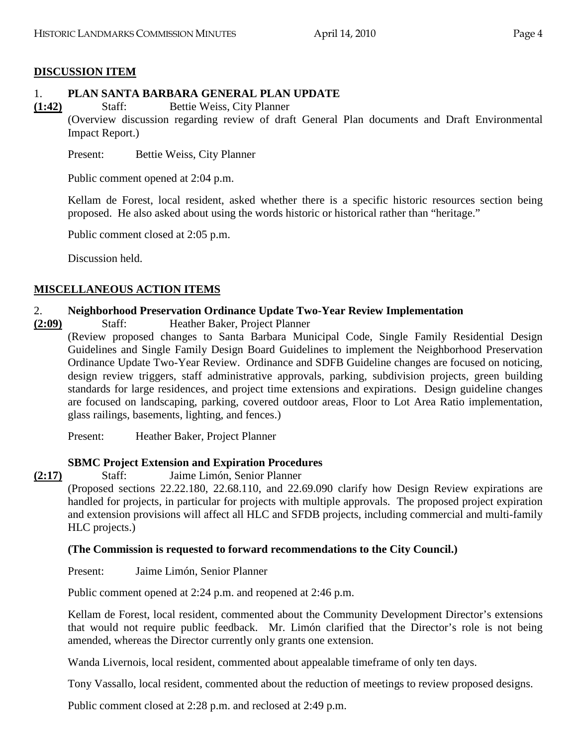## **DISCUSSION ITEM**

1. **PLAN SANTA BARBARA GENERAL PLAN UPDATE**

**(1:42)** Staff: Bettie Weiss, City Planner

(Overview discussion regarding review of draft General Plan documents and Draft Environmental Impact Report.)

Present: Bettie Weiss, City Planner

Public comment opened at 2:04 p.m.

Kellam de Forest, local resident, asked whether there is a specific historic resources section being proposed. He also asked about using the words historic or historical rather than "heritage."

Public comment closed at 2:05 p.m.

Discussion held.

## **MISCELLANEOUS ACTION ITEMS**

2. **Neighborhood Preservation Ordinance Update Two-Year Review Implementation**

**(2:09)** Staff: Heather Baker, Project Planner

(Review proposed changes to Santa Barbara Municipal Code, Single Family Residential Design Guidelines and Single Family Design Board Guidelines to implement the Neighborhood Preservation Ordinance Update Two-Year Review. Ordinance and SDFB Guideline changes are focused on noticing, design review triggers, staff administrative approvals, parking, subdivision projects, green building standards for large residences, and project time extensions and expirations. Design guideline changes are focused on landscaping, parking, covered outdoor areas, Floor to Lot Area Ratio implementation, glass railings, basements, lighting, and fences.)

Present: Heather Baker, Project Planner

**SBMC Project Extension and Expiration Procedures**

**(2:17)** Staff: Jaime Limón, Senior Planner

(Proposed sections 22.22.180, 22.68.110, and 22.69.090 clarify how Design Review expirations are handled for projects, in particular for projects with multiple approvals. The proposed project expiration and extension provisions will affect all HLC and SFDB projects, including commercial and multi-family HLC projects.)

**(The Commission is requested to forward recommendations to the City Council.)**

Present: Jaime Limón, Senior Planner

Public comment opened at 2:24 p.m. and reopened at 2:46 p.m.

Kellam de Forest, local resident, commented about the Community Development Director's extensions that would not require public feedback. Mr. Limón clarified that the Director's role is not being amended, whereas the Director currently only grants one extension.

Wanda Livernois, local resident, commented about appealable timeframe of only ten days.

Tony Vassallo, local resident, commented about the reduction of meetings to review proposed designs.

Public comment closed at 2:28 p.m. and reclosed at 2:49 p.m.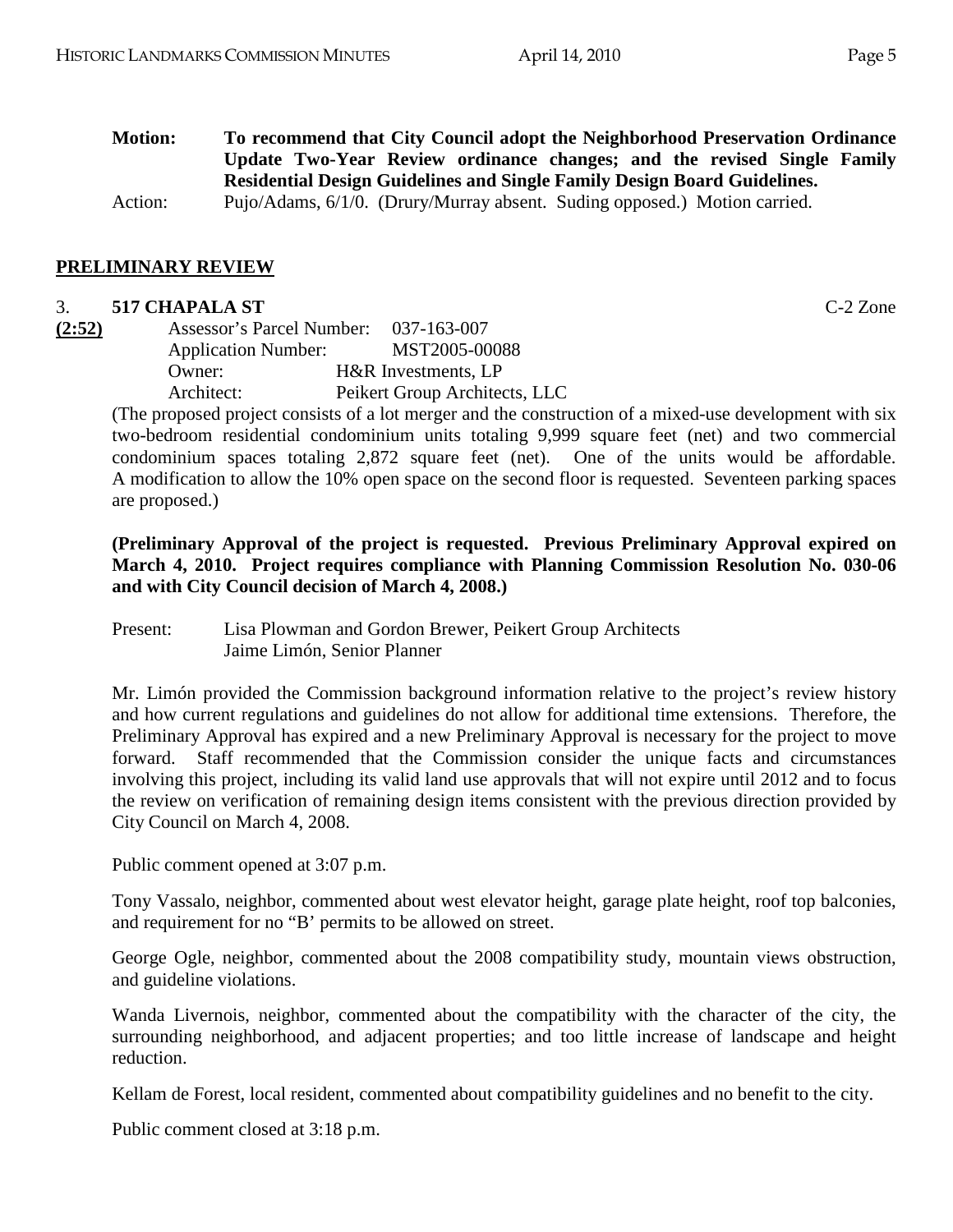**Motion:** **To recommend that City Council adopt the Neighborhood Preservation Ordinance Update Two-Year Review ordinance changes; and the revised Single Family Residential Design Guidelines and Single Family Design Board Guidelines.**

Action: Pujo/Adams, 6/1/0. (Drury/Murray absent. Suding opposed.) Motion carried.

## PRELIMINARY REVIEW

3. **517 CHAPALA ST** C-2 Zone

**(2:52)**

Assessor's Parcel Number: 037-163-007
Application Number: MST2005-00088
Owner: H&R Investments, LP
Architect: Peikert Group Architects, LLC

(The proposed project consists of a lot merger and the construction of a mixed-use development with six two-bedroom residential condominium units totaling 9,999 square feet (net) and two commercial condominium spaces totaling 2,872 square feet (net). One of the units would be affordable. A modification to allow the 10% open space on the second floor is requested. Seventeen parking spaces are proposed.)

**(Preliminary Approval of the project is requested. Previous Preliminary Approval expired on March 4, 2010. Project requires compliance with Planning Commission Resolution No. 030-06 and with City Council decision of March 4, 2008.)**

Present: Lisa Plowman and Gordon Brewer, Peikert Group Architects
Jaime Limón, Senior Planner

Mr. Limón provided the Commission background information relative to the project's review history and how current regulations and guidelines do not allow for additional time extensions. Therefore, the Preliminary Approval has expired and a new Preliminary Approval is necessary for the project to move forward. Staff recommended that the Commission consider the unique facts and circumstances involving this project, including its valid land use approvals that will not expire until 2012 and to focus the review on verification of remaining design items consistent with the previous direction provided by City Council on March 4, 2008.

Public comment opened at 3:07 p.m.

Tony Vassalo, neighbor, commented about west elevator height, garage plate height, roof top balconies, and requirement for no "B' permits to be allowed on street.

George Ogle, neighbor, commented about the 2008 compatibility study, mountain views obstruction, and guideline violations.

Wanda Livernois, neighbor, commented about the compatibility with the character of the city, the surrounding neighborhood, and adjacent properties; and too little increase of landscape and height reduction.

Kellam de Forest, local resident, commented about compatibility guidelines and no benefit to the city.

Public comment closed at 3:18 p.m.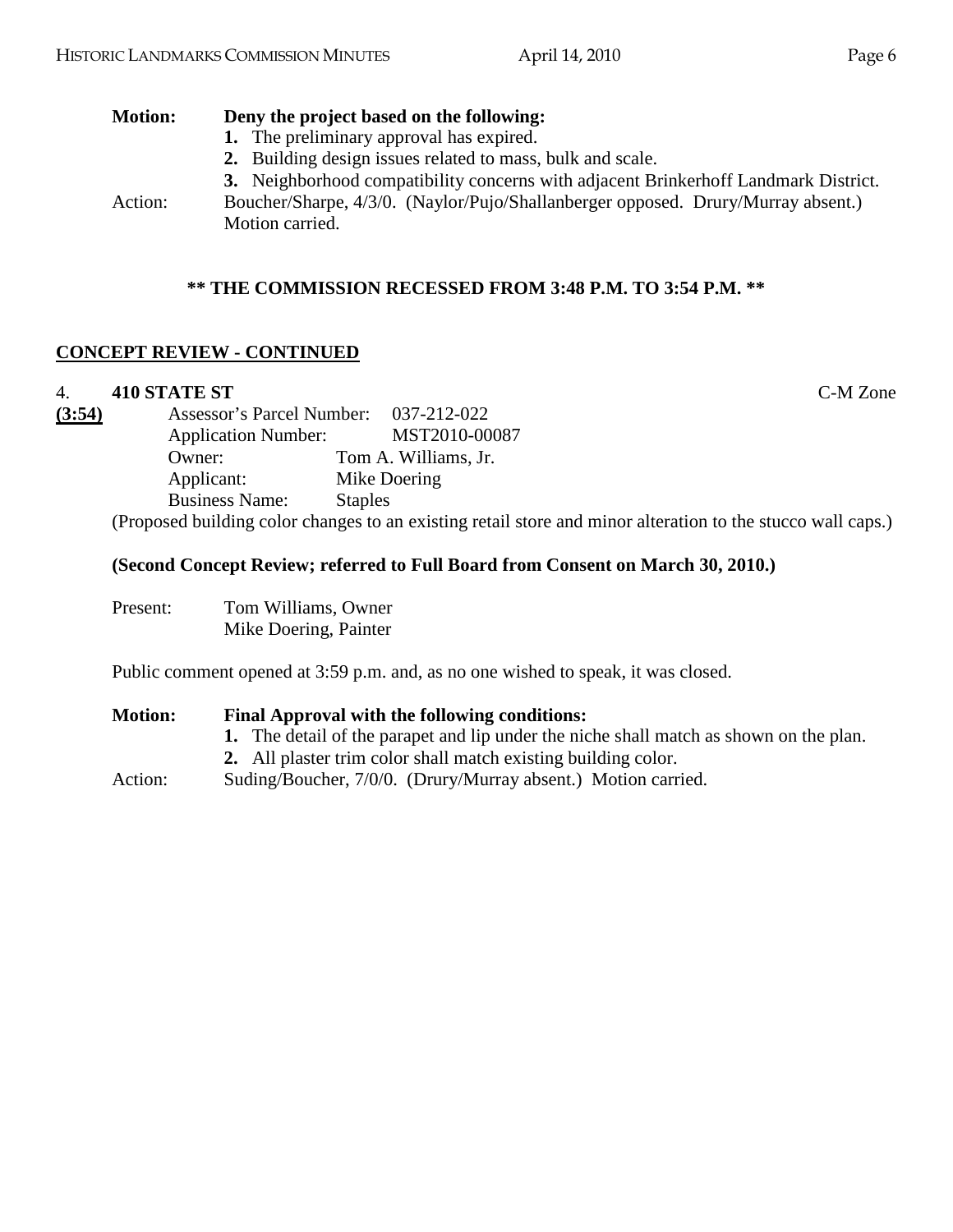**Motion:** **Deny the project based on the following:**

1. The preliminary approval has expired.
2. Building design issues related to mass, bulk and scale.
3. Neighborhood compatibility concerns with adjacent Brinkerhoff Landmark District.

Action: Boucher/Sharpe, 4/3/0. (Naylor/Pujo/Shallanberger opposed. Drury/Murray absent.) Motion carried.

**\*\* THE COMMISSION RECESSED FROM 3:48 P.M. TO 3:54 P.M. \*\***

## CONCEPT REVIEW - CONTINUED

4. **410 STATE ST** C-M Zone

**(3:54)**

Assessor's Parcel Number: 037-212-022
Application Number: MST2010-00087
Owner: Tom A. Williams, Jr.
Applicant: Mike Doering
Business Name: Staples

(Proposed building color changes to an existing retail store and minor alteration to the stucco wall caps.)

**(Second Concept Review; referred to Full Board from Consent on March 30, 2010.)**

Present: Tom Williams, Owner
Mike Doering, Painter

Public comment opened at 3:59 p.m. and, as no one wished to speak, it was closed.

**Motion:** **Final Approval with the following conditions:**

1. The detail of the parapet and lip under the niche shall match as shown on the plan.
2. All plaster trim color shall match existing building color.

Action: Suding/Boucher, 7/0/0. (Drury/Murray absent.) Motion carried.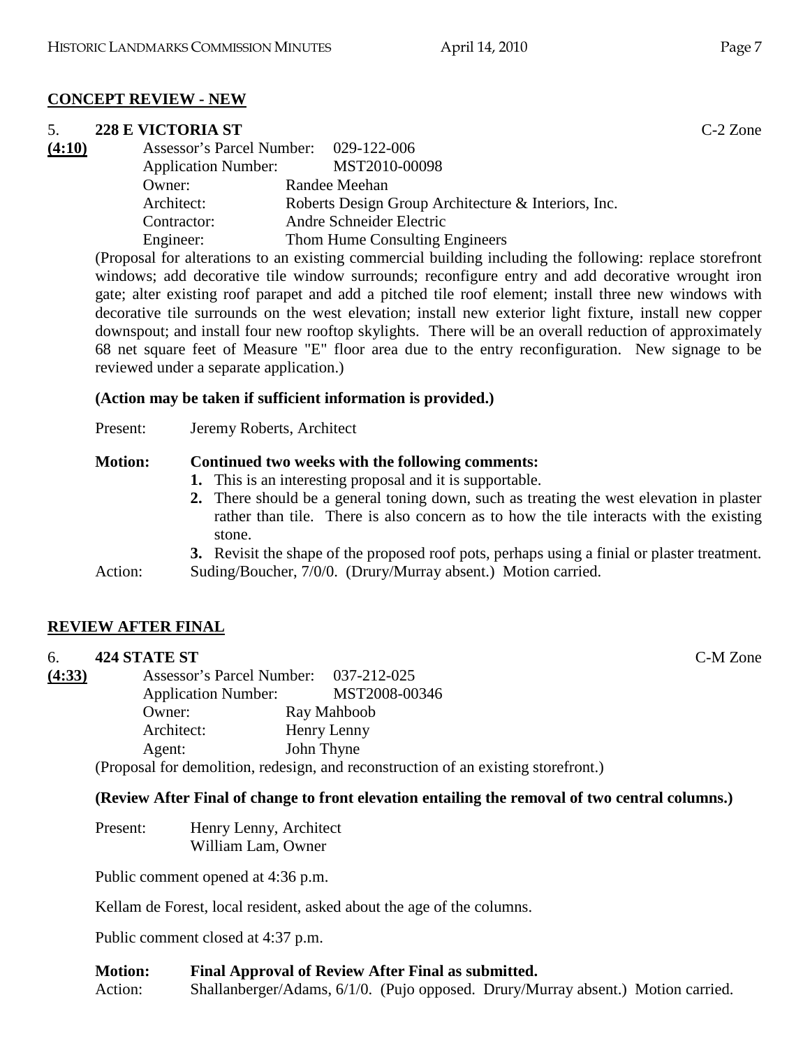## CONCEPT REVIEW - NEW

### 5. 228 E VICTORIA ST

C-2 Zone

**(4:10)**

Assessor's Parcel Number: 029-122-006
Application Number: MST2010-00098
Owner: Randee Meehan
Architect: Roberts Design Group Architecture & Interiors, Inc.
Contractor: Andre Schneider Electric
Engineer: Thom Hume Consulting Engineers

(Proposal for alterations to an existing commercial building including the following: replace storefront windows; add decorative tile window surrounds; reconfigure entry and add decorative wrought iron gate; alter existing roof parapet and add a pitched tile roof element; install three new windows with decorative tile surrounds on the west elevation; install new exterior light fixture, install new copper downspout; and install four new rooftop skylights. There will be an overall reduction of approximately 68 net square feet of Measure "E" floor area due to the entry reconfiguration. New signage to be reviewed under a separate application.)

**(Action may be taken if sufficient information is provided.)**

Present: Jeremy Roberts, Architect

**Motion: Continued two weeks with the following comments:**

1. This is an interesting proposal and it is supportable.
2. There should be a general toning down, such as treating the west elevation in plaster rather than tile. There is also concern as to how the tile interacts with the existing stone.
3. Revisit the shape of the proposed roof pots, perhaps using a finial or plaster treatment.

Action: Suding/Boucher, 7/0/0. (Drury/Murray absent.) Motion carried.

## REVIEW AFTER FINAL

### 6. 424 STATE ST

C-M Zone

**(4:33)**

Assessor's Parcel Number: 037-212-025
Application Number: MST2008-00346
Owner: Ray Mahboob
Architect: Henry Lenny
Agent: John Thyne

(Proposal for demolition, redesign, and reconstruction of an existing storefront.)

**(Review After Final of change to front elevation entailing the removal of two central columns.)**

Present: Henry Lenny, Architect
William Lam, Owner

Public comment opened at 4:36 p.m.

Kellam de Forest, local resident, asked about the age of the columns.

Public comment closed at 4:37 p.m.

**Motion: Final Approval of Review After Final as submitted.**

Action: Shallanberger/Adams, 6/1/0. (Pujo opposed. Drury/Murray absent.) Motion carried.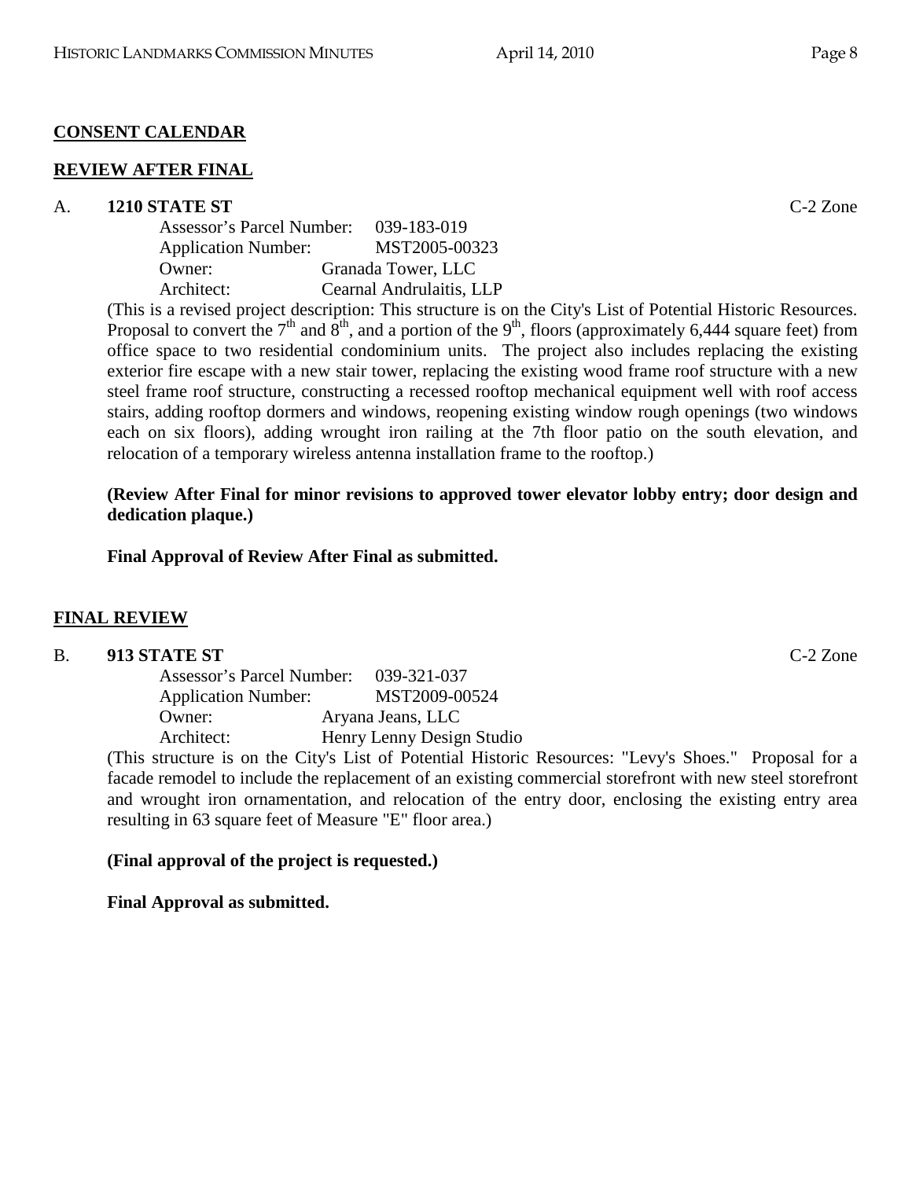## CONSENT CALENDAR

### REVIEW AFTER FINAL

A. **1210 STATE ST** C-2 Zone

Assessor's Parcel Number: 039-183-019
Application Number: MST2005-00323
Owner: Granada Tower, LLC
Architect: Cearnal Andrulaitis, LLP

(This is a revised project description: This structure is on the City's List of Potential Historic Resources. Proposal to convert the 7th and 8th, and a portion of the 9th, floors (approximately 6,444 square feet) from office space to two residential condominium units. The project also includes replacing the existing exterior fire escape with a new stair tower, replacing the existing wood frame roof structure with a new steel frame roof structure, constructing a recessed rooftop mechanical equipment well with roof access stairs, adding rooftop dormers and windows, reopening existing window rough openings (two windows each on six floors), adding wrought iron railing at the 7th floor patio on the south elevation, and relocation of a temporary wireless antenna installation frame to the rooftop.)

**(Review After Final for minor revisions to approved tower elevator lobby entry; door design and dedication plaque.)**

**Final Approval of Review After Final as submitted.**

### FINAL REVIEW

B. **913 STATE ST** C-2 Zone

Assessor's Parcel Number: 039-321-037
Application Number: MST2009-00524
Owner: Aryana Jeans, LLC
Architect: Henry Lenny Design Studio

(This structure is on the City's List of Potential Historic Resources: "Levy's Shoes." Proposal for a facade remodel to include the replacement of an existing commercial storefront with new steel storefront and wrought iron ornamentation, and relocation of the entry door, enclosing the existing entry area resulting in 63 square feet of Measure "E" floor area.)

**(Final approval of the project is requested.)**

**Final Approval as submitted.**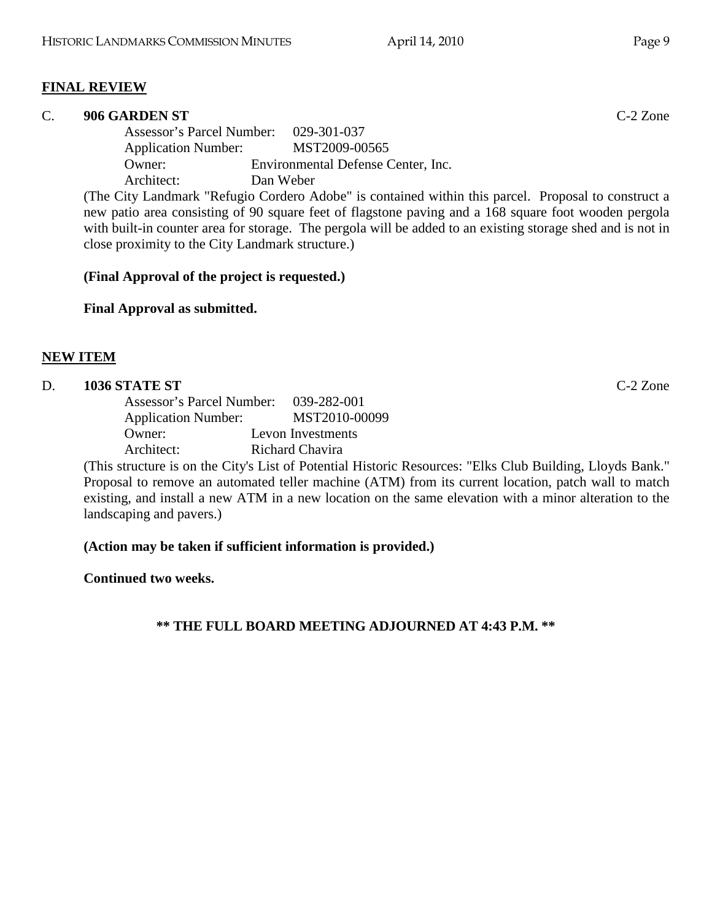**FINAL REVIEW**

C. **906 GARDEN ST** C-2 Zone

Assessor's Parcel Number: 029-301-037
Application Number: MST2009-00565
Owner: Environmental Defense Center, Inc.
Architect: Dan Weber

(The City Landmark "Refugio Cordero Adobe" is contained within this parcel. Proposal to construct a new patio area consisting of 90 square feet of flagstone paving and a 168 square foot wooden pergola with built-in counter area for storage. The pergola will be added to an existing storage shed and is not in close proximity to the City Landmark structure.)

**(Final Approval of the project is requested.)**

**Final Approval as submitted.**

**NEW ITEM**

D. **1036 STATE ST** C-2 Zone

Assessor's Parcel Number: 039-282-001
Application Number: MST2010-00099
Owner: Levon Investments
Architect: Richard Chavira

(This structure is on the City's List of Potential Historic Resources: "Elks Club Building, Lloyds Bank." Proposal to remove an automated teller machine (ATM) from its current location, patch wall to match existing, and install a new ATM in a new location on the same elevation with a minor alteration to the landscaping and pavers.)

**(Action may be taken if sufficient information is provided.)**

**Continued two weeks.**

**\*\* THE FULL BOARD MEETING ADJOURNED AT 4:43 P.M. \*\***